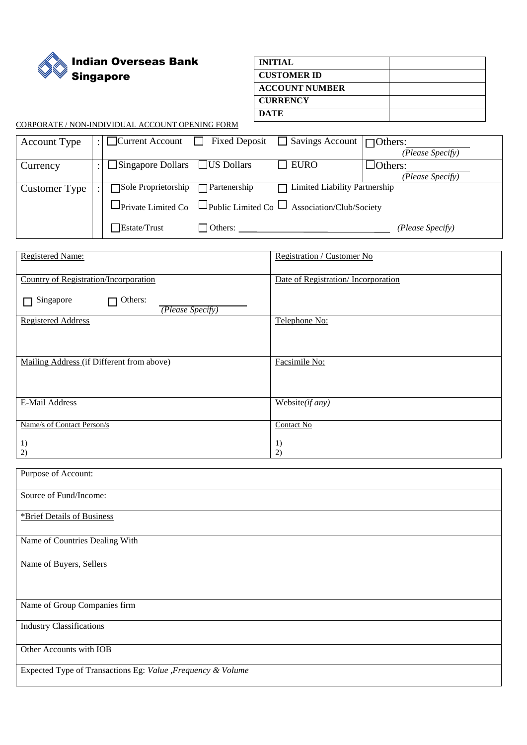# Indian Overseas Bank Singapore

| INITIAL | |
|---|---|
| CUSTOMER ID | |
| ACCOUNT NUMBER | |
| CURRENCY | |
| DATE | |

CORPORATE / NON-INDIVIDUAL ACCOUNT OPENING FORM

| | | | | | |
|---|---|---|---|---|---|
| Account Type | : | ☐ Current Account | ☐ Fixed Deposit | ☐ Savings Account | ☐ Others: ____________ *(Please Specify)* |
| Currency | : | ☐ Singapore Dollars | ☐ US Dollars | ☐ EURO | ☐ Others: ____________ *(Please Specify)* |
| Customer Type | : | ☐ Sole Proprietorship | ☐ Partenership | ☐ Limited Liability Partnership | |
| | | ☐ Private Limited Co | ☐ Public Limited Co | ☐ Association/Club/Society | |
| | | ☐ Estate/Trust | ☐ Others: ____________________________ | | *(Please Specify)* |

| | |
|---|---|
| Registered Name: | Registration / Customer No |
| Country of Registration/Incorporation<br>☐ Singapore ☐ Others: ____________ *(Please Specify)* | Date of Registration/ Incorporation |
| Registered Address | Telephone No: |
| Mailing Address (if Different from above) | Facsimile No: |
| E-Mail Address | Website *(if any)* |
| Name/s of Contact Person/s<br>1)<br>2) | Contact No<br>1)<br>2) |

| |
|---|
| Purpose of Account: |
| Source of Fund/Income: |
| *Brief Details of Business |
| Name of Countries Dealing With |
| Name of Buyers, Sellers |
| Name of Group Companies firm |
| Industry Classifications |
| Other Accounts with IOB |
| Expected Type of Transactions Eg: *Value ,Frequency & Volume* |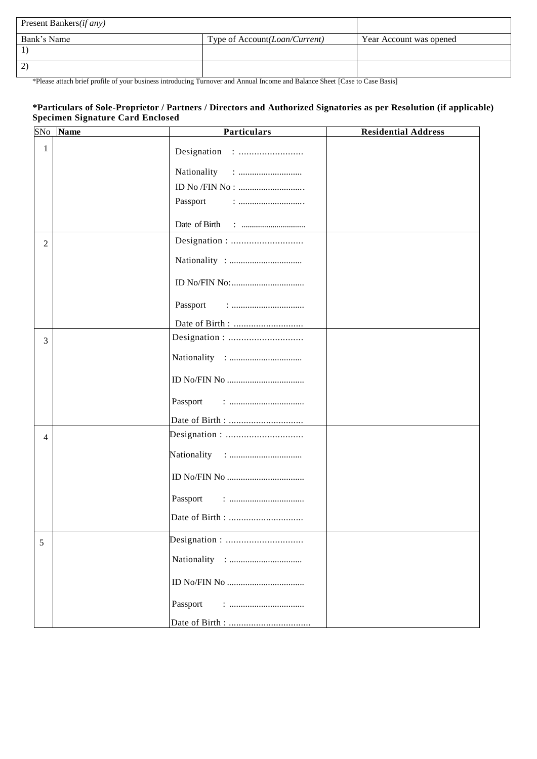| Present Bankers*(if any)* | | |
|---|---|---|
| Bank's Name | Type of Account*(Loan/Current)* | Year Account was opened |
| 1) | | |
| 2) | | |

*Please attach brief profile of your business introducing Turnover and Annual Income and Balance Sheet [Case to Case Basis]

**\*Particulars of Sole-Proprietor / Partners / Directors and Authorized Signatories as per Resolution (if applicable) Specimen Signature Card Enclosed**

| SNo | **Name** | **Particulars** | **Residential Address** |
|---|---|---|---|
| 1 | | Designation : ......................... <br> Nationality : ............................ <br> ID No /FIN No : ............................. <br> Passport : ............................. <br> Date of Birth : ................................ | |
| 2 | | Designation : ............................ <br> Nationality : ................................ <br> ID No/FIN No:................................ <br> Passport : ................................ <br> Date of Birth : ............................ | |
| 3 | | Designation : ............................ <br> Nationality : ................................ <br> ID No/FIN No .................................. <br> Passport : ................................. <br> Date of Birth : .............................. | |
| 4 | | Designation : .............................. <br> Nationality : ................................ <br> ID No/FIN No .................................. <br> Passport : ................................. <br> Date of Birth : ............................. | |
| 5 | | Designation : .............................. <br> Nationality : ................................ <br> ID No/FIN No .................................. <br> Passport : ................................. <br> Date of Birth : ................................ | |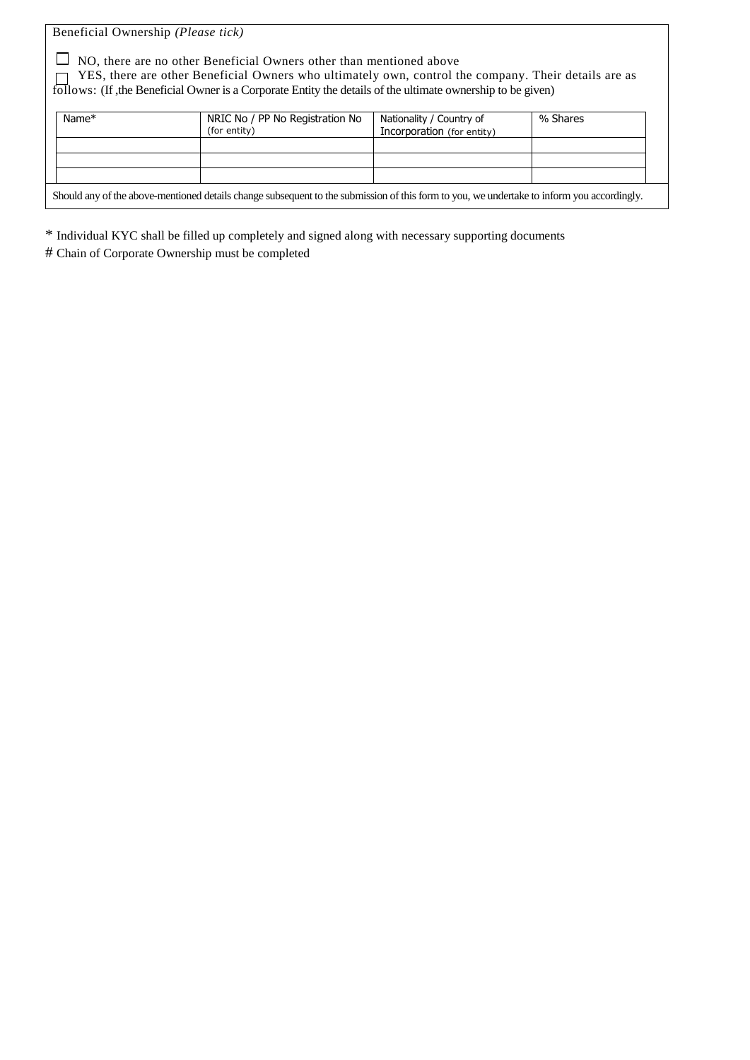Beneficial Ownership *(Please tick)*

☐ NO, there are no other Beneficial Owners other than mentioned above

☐ YES, there are other Beneficial Owners who ultimately own, control the company. Their details are as follows: (If ,the Beneficial Owner is a Corporate Entity the details of the ultimate ownership to be given)

| Name* | NRIC No / PP No Registration No (for entity) | Nationality / Country of Incorporation (for entity) | % Shares |
|---|---|---|---|
| | | | |
| | | | |
| | | | |

Should any of the above-mentioned details change subsequent to the submission of this form to you, we undertake to inform you accordingly.

* Individual KYC shall be filled up completely and signed along with necessary supporting documents

# Chain of Corporate Ownership must be completed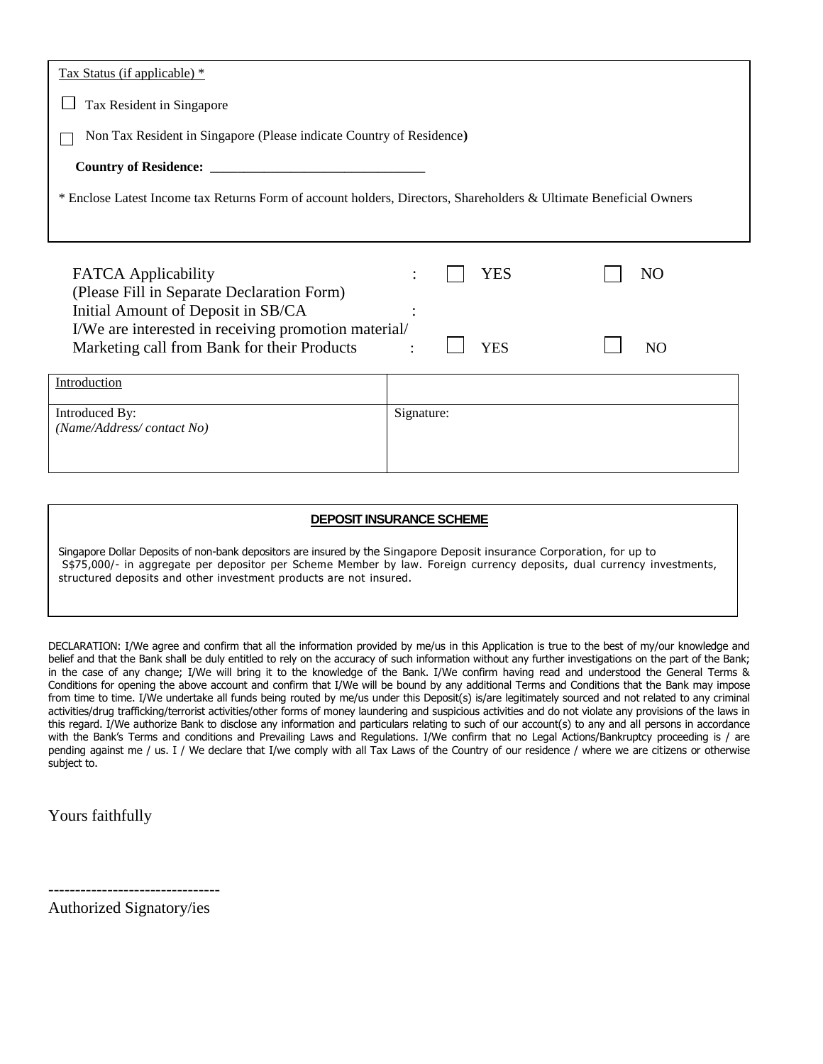Tax Status (if applicable) *

☐ Tax Resident in Singapore

☐ Non Tax Resident in Singapore (Please indicate Country of Residence**)**

**Country of Residence: ________________________________**

* Enclose Latest Income tax Returns Form of account holders, Directors, Shareholders & Ultimate Beneficial Owners

FATCA Applicability : ☐ YES ☐ NO
(Please Fill in Separate Declaration Form)
Initial Amount of Deposit in SB/CA :
I/We are interested in receiving promotion material/
Marketing call from Bank for their Products : ☐ YES ☐ NO

| Introduction | |
|---|---|
| Introduced By:<br>*(Name/Address/ contact No)* | Signature: |

**DEPOSIT INSURANCE SCHEME**

Singapore Dollar Deposits of non-bank depositors are insured by the Singapore Deposit insurance Corporation, for up to S$75,000/- in aggregate per depositor per Scheme Member by law. Foreign currency deposits, dual currency investments, structured deposits and other investment products are not insured.

DECLARATION: I/We agree and confirm that all the information provided by me/us in this Application is true to the best of my/our knowledge and belief and that the Bank shall be duly entitled to rely on the accuracy of such information without any further investigations on the part of the Bank; in the case of any change; I/We will bring it to the knowledge of the Bank. I/We confirm having read and understood the General Terms & Conditions for opening the above account and confirm that I/We will be bound by any additional Terms and Conditions that the Bank may impose from time to time. I/We undertake all funds being routed by me/us under this Deposit(s) is/are legitimately sourced and not related to any criminal activities/drug trafficking/terrorist activities/other forms of money laundering and suspicious activities and do not violate any provisions of the laws in this regard. I/We authorize Bank to disclose any information and particulars relating to such of our account(s) to any and all persons in accordance with the Bank's Terms and conditions and Prevailing Laws and Regulations. I/We confirm that no Legal Actions/Bankruptcy proceeding is / are pending against me / us. I / We declare that I/we comply with all Tax Laws of the Country of our residence / where we are citizens or otherwise subject to.

Yours faithfully

--------------------------------
Authorized Signatory/ies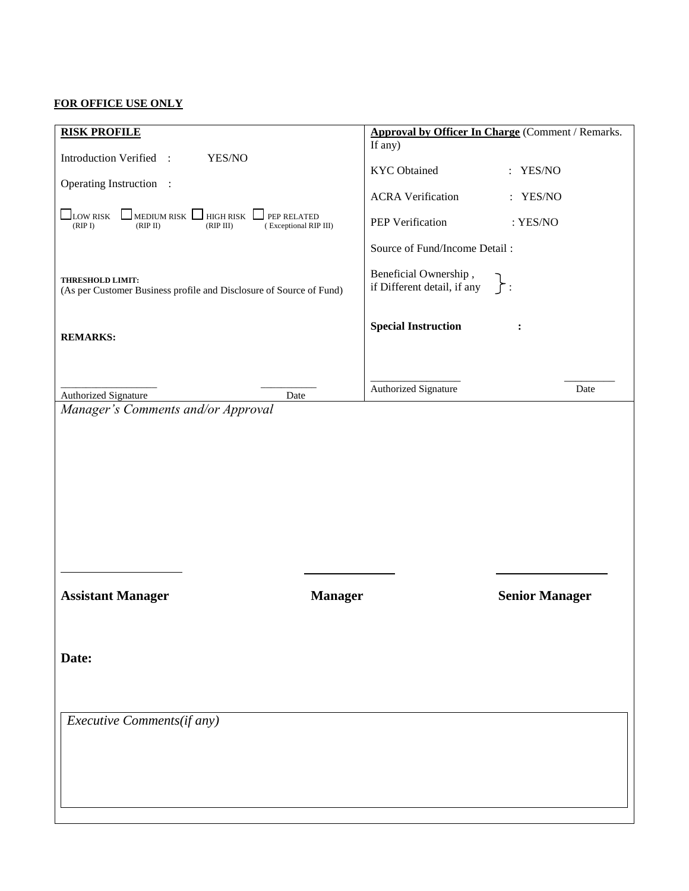**FOR OFFICE USE ONLY**

| **RISK PROFILE** | **Approval by Officer In Charge** (Comment / Remarks. If any) |
|---|---|
| Introduction Verified : YES/NO | KYC Obtained : YES/NO |
| Operating Instruction : | ACRA Verification : YES/NO |
| ☐ LOW RISK (RIP I) ☐ MEDIUM RISK (RIP II) ☐ HIGH RISK (RIP III) ☐ PEP RELATED ( Exceptional RIP III) | PEP Verification : YES/NO |
| | Source of Fund/Income Detail : |
| **THRESHOLD LIMIT:** (As per Customer Business profile and Disclosure of Source of Fund) | Beneficial Ownership , if Different detail, if any } : |
| **REMARKS:** | **Special Instruction :** |
| ________________ Authorized Signature ___________ Date | ________________ Authorized Signature _________ Date |

*Manager's Comments and/or Approval*

| ____________________ | ____________________ | ____________________ |
|---|---|---|
| **Assistant Manager** | **Manager** | **Senior Manager** |

**Date:**

| *Executive Comments(if any)* |
|---|
| |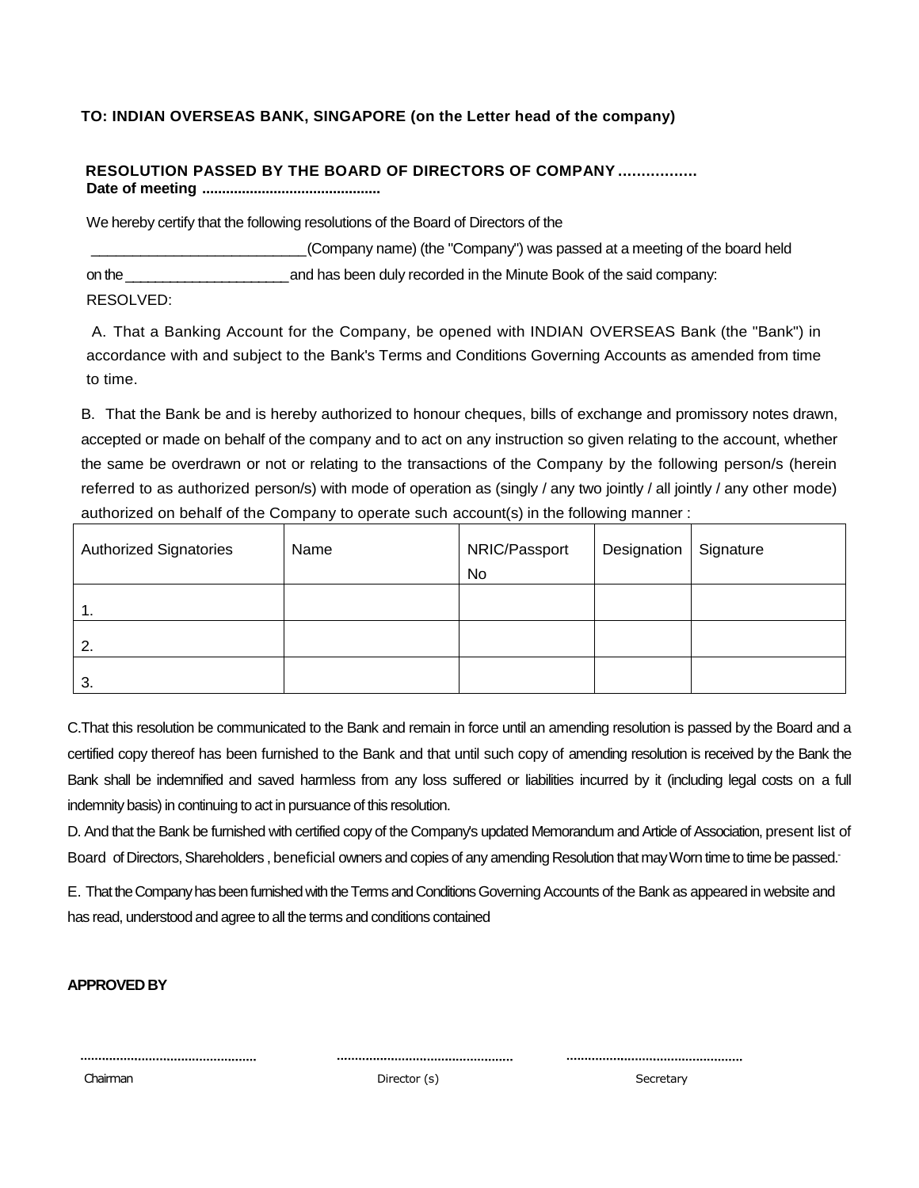**TO: INDIAN OVERSEAS BANK, SINGAPORE (on the Letter head of the company)**

**RESOLUTION PASSED BY THE BOARD OF DIRECTORS OF COMPANY .................**
**Date of meeting .............................................**

We hereby certify that the following resolutions of the Board of Directors of the

___________________________(Company name) (the "Company") was passed at a meeting of the board held on the _____________________ and has been duly recorded in the Minute Book of the said company:

RESOLVED:

A. That a Banking Account for the Company, be opened with INDIAN OVERSEAS Bank (the "Bank") in accordance with and subject to the Bank's Terms and Conditions Governing Accounts as amended from time to time.

B. That the Bank be and is hereby authorized to honour cheques, bills of exchange and promissory notes drawn, accepted or made on behalf of the company and to act on any instruction so given relating to the account, whether the same be overdrawn or not or relating to the transactions of the Company by the following person/s (herein referred to as authorized person/s) with mode of operation as (singly / any two jointly / all jointly / any other mode) authorized on behalf of the Company to operate such account(s) in the following manner :

| Authorized Signatories | Name | NRIC/Passport No | Designation | Signature |
|---|---|---|---|---|
| 1. | | | | |
| 2. | | | | |
| 3. | | | | |

C.That this resolution be communicated to the Bank and remain in force until an amending resolution is passed by the Board and a certified copy thereof has been furnished to the Bank and that until such copy of amending resolution is received by the Bank the Bank shall be indemnified and saved harmless from any loss suffered or liabilities incurred by it (including legal costs on a full indemnity basis) in continuing to act in pursuance of this resolution.

D. And that the Bank be furnished with certified copy of the Company's updated Memorandum and Article of Association, present list of Board of Directors, Shareholders , beneficial owners and copies of any amending Resolution that may Worn time to time be passed.

E. That the Company has been furnished with the Terms and Conditions Governing Accounts of the Bank as appeared in website and has read, understood and agree to all the terms and conditions contained

**APPROVED BY**

................................................ ................................................ ................................................

Chairman Director (s) Secretary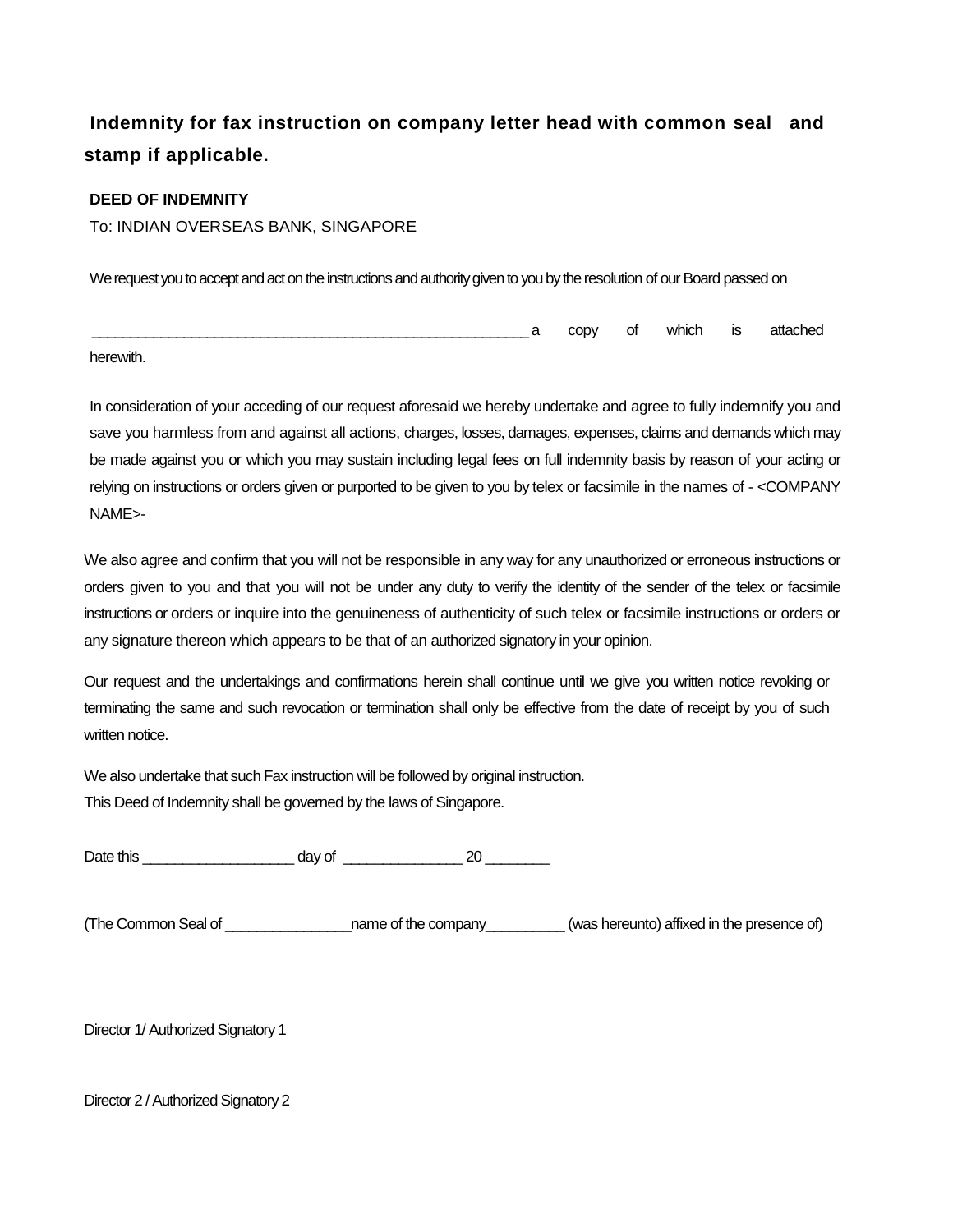## Indemnity for fax instruction on company letter head with common seal and stamp if applicable.

**DEED OF INDEMNITY**

To: INDIAN OVERSEAS BANK, SINGAPORE

We request you to accept and act on the instructions and authority given to you by the resolution of our Board passed on

_______________________________________________________ a copy of which is attached herewith.

In consideration of your acceding of our request aforesaid we hereby undertake and agree to fully indemnify you and save you harmless from and against all actions, charges, losses, damages, expenses, claims and demands which may be made against you or which you may sustain including legal fees on full indemnity basis by reason of your acting or relying on instructions or orders given or purported to be given to you by telex or facsimile in the names of - <COMPANY NAME>-

We also agree and confirm that you will not be responsible in any way for any unauthorized or erroneous instructions or orders given to you and that you will not be under any duty to verify the identity of the sender of the telex or facsimile instructions or orders or inquire into the genuineness of authenticity of such telex or facsimile instructions or orders or any signature thereon which appears to be that of an authorized signatory in your opinion.

Our request and the undertakings and confirmations herein shall continue until we give you written notice revoking or terminating the same and such revocation or termination shall only be effective from the date of receipt by you of such written notice.

We also undertake that such Fax instruction will be followed by original instruction.
This Deed of Indemnity shall be governed by the laws of Singapore.

Date this ___________________ day of _______________ 20 ________

(The Common Seal of ________________name of the company__________ (was hereunto) affixed in the presence of)

Director 1/ Authorized Signatory 1

Director 2 / Authorized Signatory 2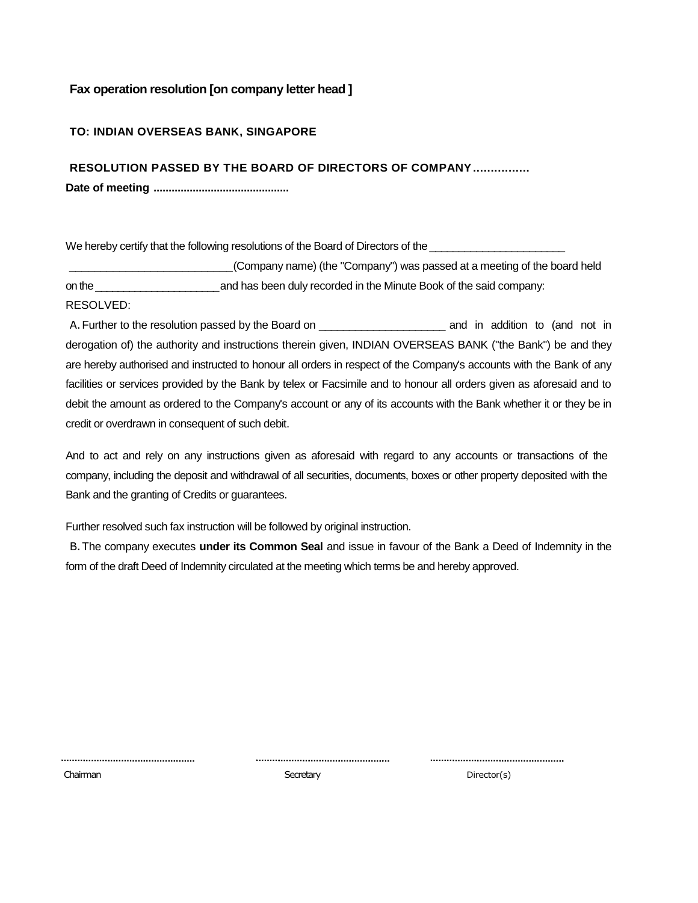**Fax operation resolution [on company letter head ]**

**TO: INDIAN OVERSEAS BANK, SINGAPORE**

**RESOLUTION PASSED BY THE BOARD OF DIRECTORS OF COMPANY................**

**Date of meeting .............................................**

We hereby certify that the following resolutions of the Board of Directors of the ______________________ ___________________________(Company name) (the "Company") was passed at a meeting of the board held on the _____________________ and has been duly recorded in the Minute Book of the said company:

RESOLVED:

A. Further to the resolution passed by the Board on _____________________ and in addition to (and not in derogation of) the authority and instructions therein given, INDIAN OVERSEAS BANK ("the Bank") be and they are hereby authorised and instructed to honour all orders in respect of the Company's accounts with the Bank of any facilities or services provided by the Bank by telex or Facsimile and to honour all orders given as aforesaid and to debit the amount as ordered to the Company's account or any of its accounts with the Bank whether it or they be in credit or overdrawn in consequent of such debit.

And to act and rely on any instructions given as aforesaid with regard to any accounts or transactions of the company, including the deposit and withdrawal of all securities, documents, boxes or other property deposited with the Bank and the granting of Credits or guarantees.

Further resolved such fax instruction will be followed by original instruction.

B. The company executes **under its Common Seal** and issue in favour of the Bank a Deed of Indemnity in the form of the draft Deed of Indemnity circulated at the meeting which terms be and hereby approved.

| ................................................ | ................................................ | ................................................ |
|---|---|---|
| Chairman | Secretary | Director(s) |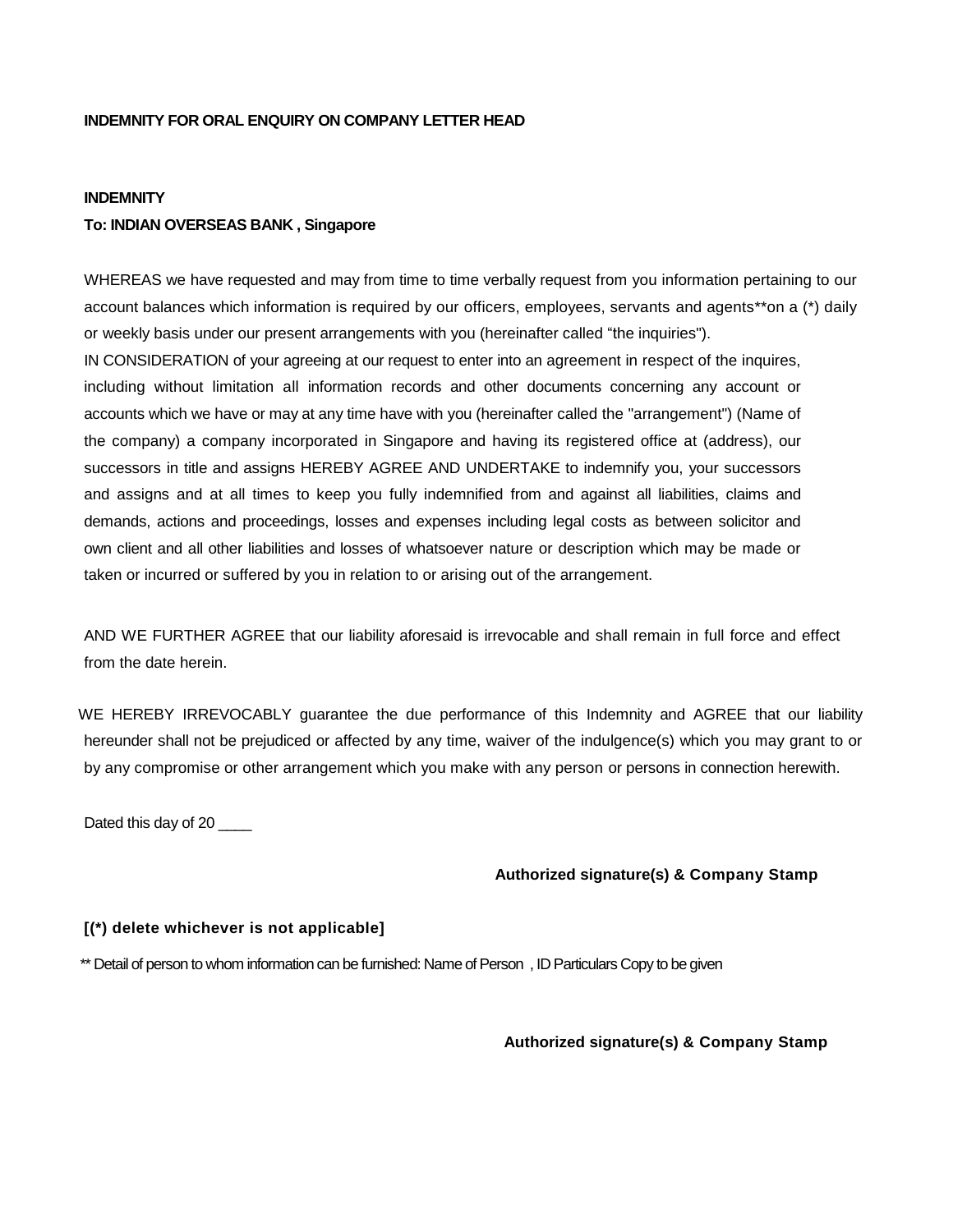**INDEMNITY FOR ORAL ENQUIRY ON COMPANY LETTER HEAD**

**INDEMNITY**

**To: INDIAN OVERSEAS BANK , Singapore**

WHEREAS we have requested and may from time to time verbally request from you information pertaining to our account balances which information is required by our officers, employees, servants and agents**on a (*) daily or weekly basis under our present arrangements with you (hereinafter called "the inquiries").

IN CONSIDERATION of your agreeing at our request to enter into an agreement in respect of the inquires, including without limitation all information records and other documents concerning any account or accounts which we have or may at any time have with you (hereinafter called the "arrangement") (Name of the company) a company incorporated in Singapore and having its registered office at (address), our successors in title and assigns HEREBY AGREE AND UNDERTAKE to indemnify you, your successors and assigns and at all times to keep you fully indemnified from and against all liabilities, claims and demands, actions and proceedings, losses and expenses including legal costs as between solicitor and own client and all other liabilities and losses of whatsoever nature or description which may be made or taken or incurred or suffered by you in relation to or arising out of the arrangement.

AND WE FURTHER AGREE that our liability aforesaid is irrevocable and shall remain in full force and effect from the date herein.

WE HEREBY IRREVOCABLY guarantee the due performance of this Indemnity and AGREE that our liability hereunder shall not be prejudiced or affected by any time, waiver of the indulgence(s) which you may grant to or by any compromise or other arrangement which you make with any person or persons in connection herewith.

Dated this day of 20 ____

**Authorized signature(s) & Company Stamp**

**[(*) delete whichever is not applicable]**

** Detail of person to whom information can be furnished: Name of Person , ID Particulars Copy to be given

**Authorized signature(s) & Company Stamp**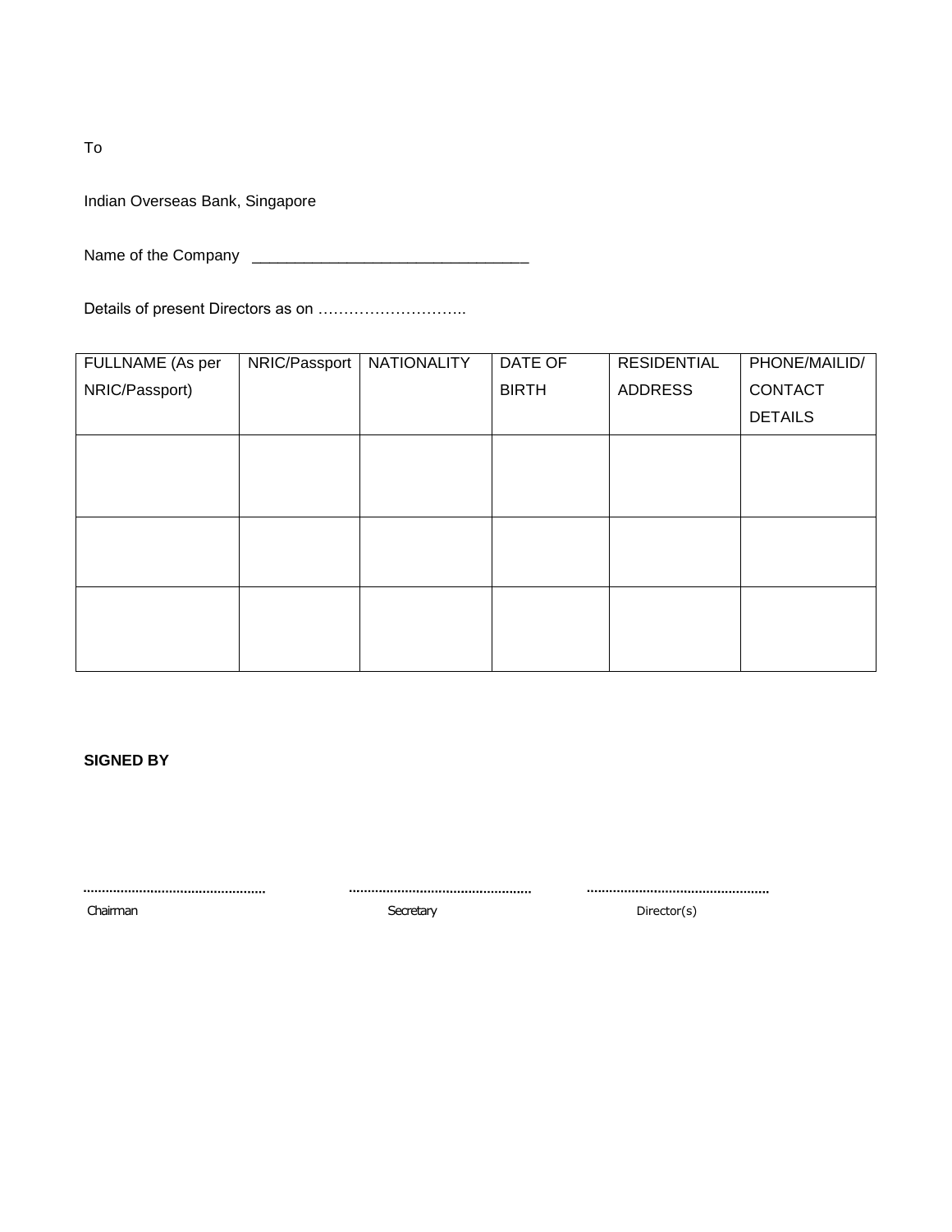To

Indian Overseas Bank, Singapore

Name of the Company ________________________________

Details of present Directors as on ………………………..

| FULLNAME (As per NRIC/Passport) | NRIC/Passport | NATIONALITY | DATE OF BIRTH | RESIDENTIAL ADDRESS | PHONE/MAILID/ CONTACT DETAILS |
|---|---|---|---|---|---|
| | | | | | |
| | | | | | |
| | | | | | |

**SIGNED BY**

………………………………………… ………………………………………… …………………………………………

Chairman Secretary Director(s)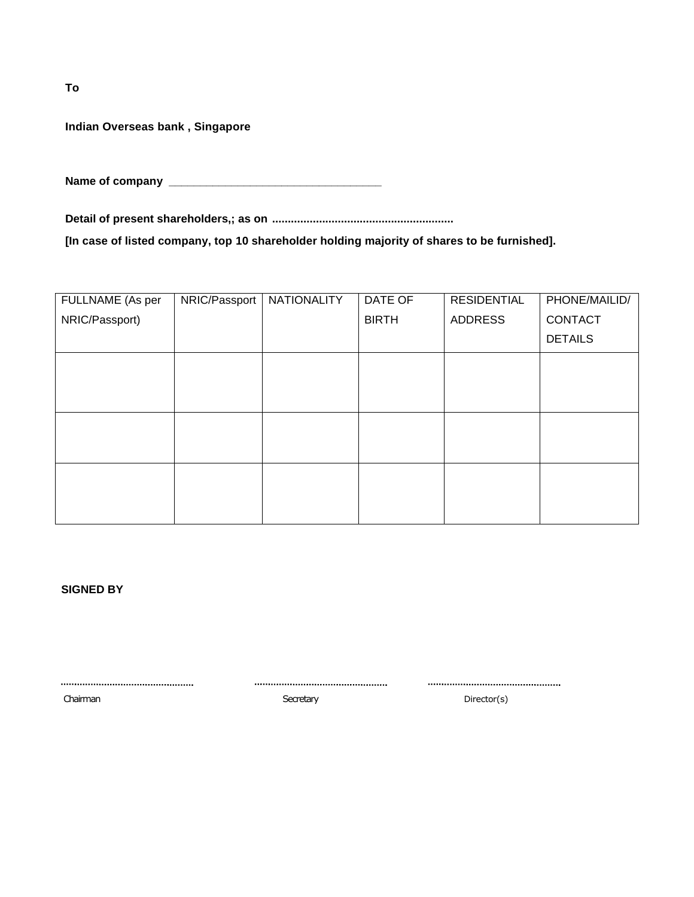**To**

**Indian Overseas bank , Singapore**

**Name of company ___________________________________**

**Detail of present shareholders,; as on ..........................................................**

**[In case of listed company, top 10 shareholder holding majority of shares to be furnished].**

| FULLNAME (As per NRIC/Passport) | NRIC/Passport | NATIONALITY | DATE OF BIRTH | RESIDENTIAL ADDRESS | PHONE/MAILID/ CONTACT DETAILS |
|---|---|---|---|---|---|
| | | | | | |
| | | | | | |
| | | | | | |

**SIGNED BY**

................................................ ................................................ ................................................

Chairman Secretary Director(s)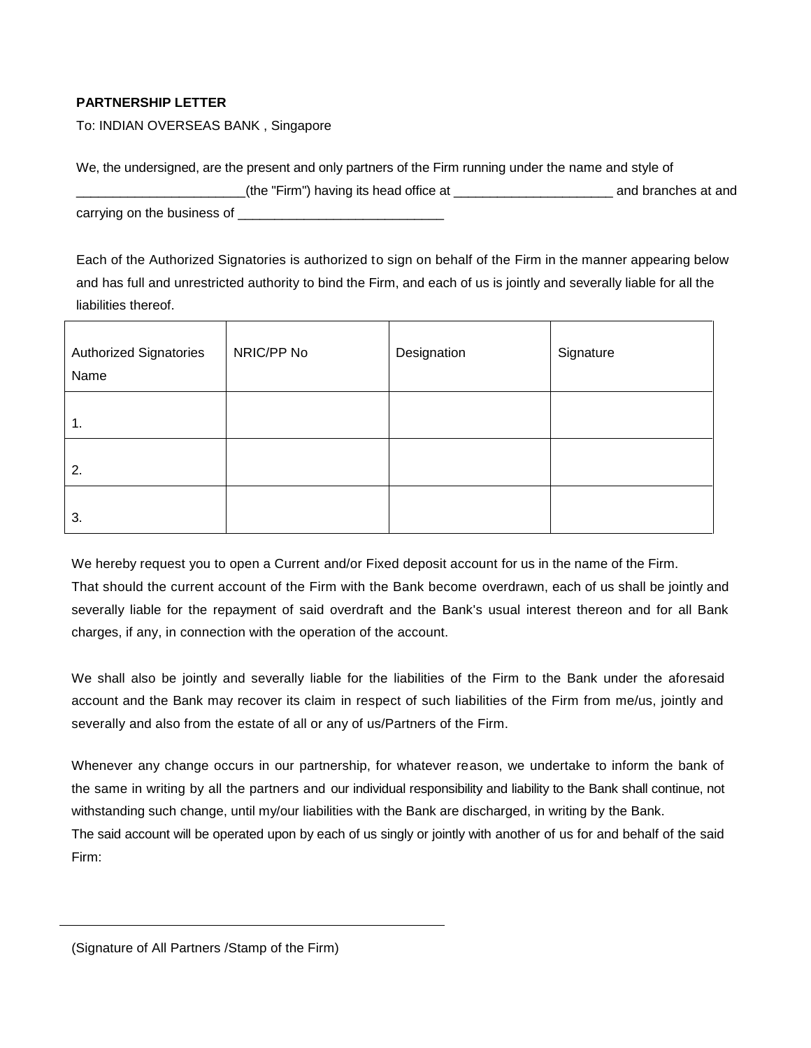**PARTNERSHIP LETTER**

To: INDIAN OVERSEAS BANK , Singapore

We, the undersigned, are the present and only partners of the Firm running under the name and style of _______________________(the "Firm") having its head office at ______________________ and branches at and carrying on the business of _____________________________

Each of the Authorized Signatories is authorized to sign on behalf of the Firm in the manner appearing below and has full and unrestricted authority to bind the Firm, and each of us is jointly and severally liable for all the liabilities thereof.

| Authorized Signatories Name | NRIC/PP No | Designation | Signature |
|---|---|---|---|
| 1. | | | |
| 2. | | | |
| 3. | | | |

We hereby request you to open a Current and/or Fixed deposit account for us in the name of the Firm.
That should the current account of the Firm with the Bank become overdrawn, each of us shall be jointly and severally liable for the repayment of said overdraft and the Bank's usual interest thereon and for all Bank charges, if any, in connection with the operation of the account.

We shall also be jointly and severally liable for the liabilities of the Firm to the Bank under the aforesaid account and the Bank may recover its claim in respect of such liabilities of the Firm from me/us, jointly and severally and also from the estate of all or any of us/Partners of the Firm.

Whenever any change occurs in our partnership, for whatever reason, we undertake to inform the bank of the same in writing by all the partners and our individual responsibility and liability to the Bank shall continue, not withstanding such change, until my/our liabilities with the Bank are discharged, in writing by the Bank.
The said account will be operated upon by each of us singly or jointly with another of us for and behalf of the said Firm:

______________________________________________

(Signature of All Partners /Stamp of the Firm)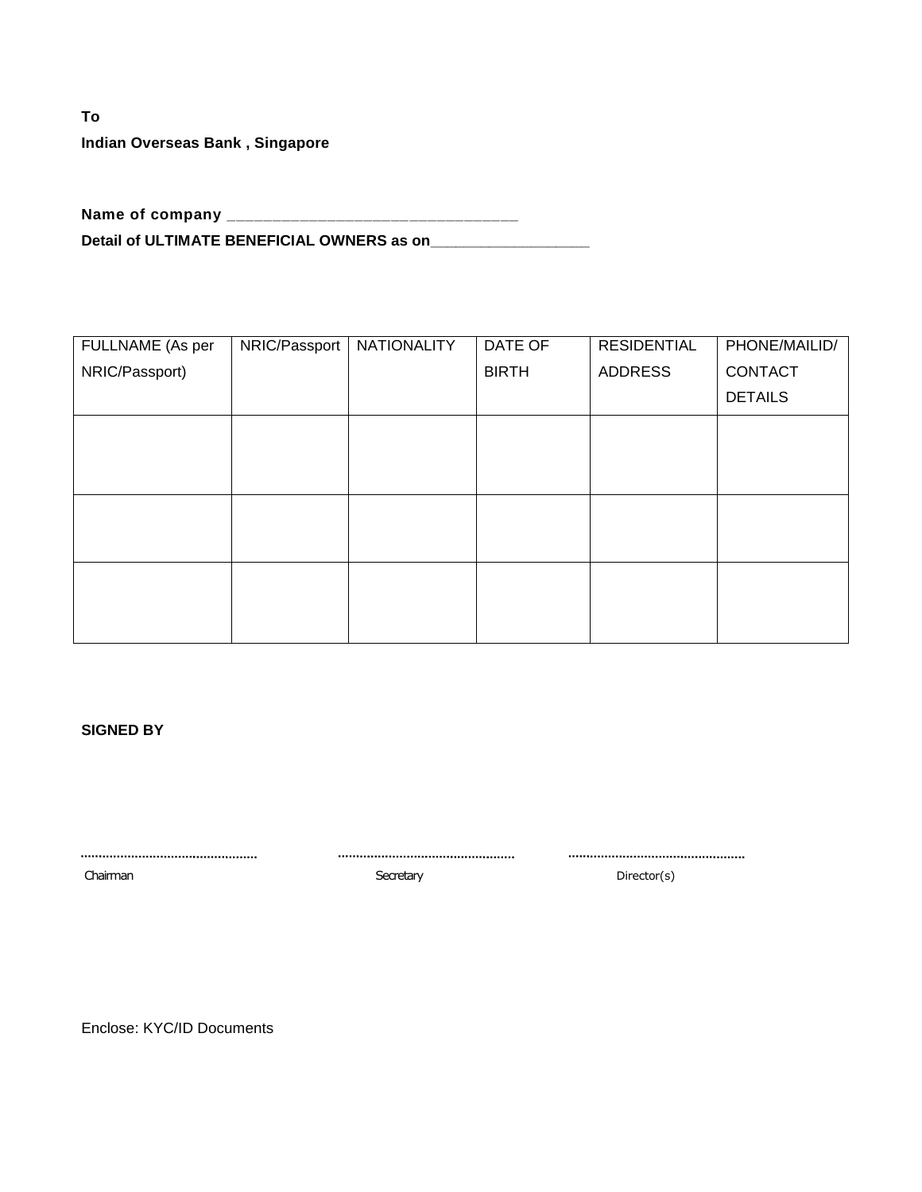**To**

**Indian Overseas Bank , Singapore**

**Name of company ________________________________**

**Detail of ULTIMATE BENEFICIAL OWNERS as on__________________**

| FULLNAME (As per NRIC/Passport) | NRIC/Passport | NATIONALITY | DATE OF BIRTH | RESIDENTIAL ADDRESS | PHONE/MAILID/ CONTACT DETAILS |
|---|---|---|---|---|---|
| | | | | | |
| | | | | | |
| | | | | | |

**SIGNED BY**

| | | |
|---|---|---|
| ............................................ | ............................................ | ............................................ |
| Chairman | Secretary | Director(s) |

Enclose: KYC/ID Documents